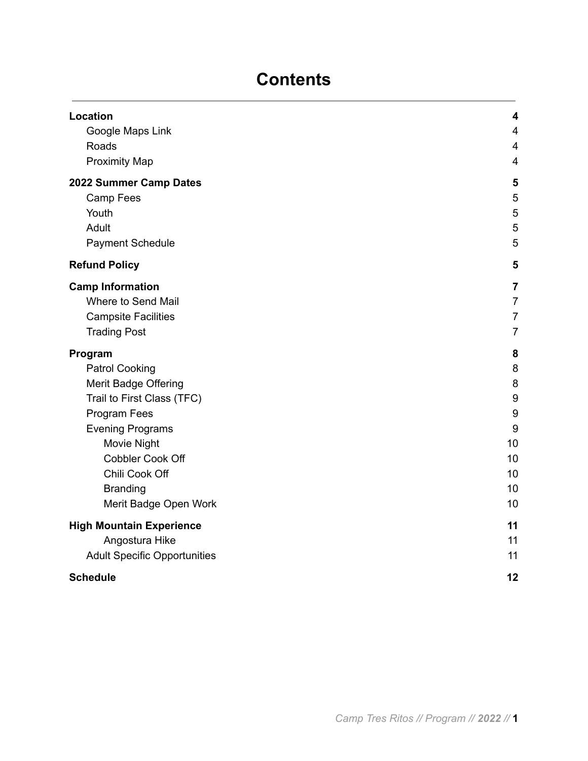# Contents

| | |
|---|---|
| **Location** | **4** |
| Google Maps Link | 4 |
| Roads | 4 |
| Proximity Map | 4 |
| **2022 Summer Camp Dates** | **5** |
| Camp Fees | 5 |
| Youth | 5 |
| Adult | 5 |
| Payment Schedule | 5 |
| **Refund Policy** | **5** |
| **Camp Information** | **7** |
| Where to Send Mail | 7 |
| Campsite Facilities | 7 |
| Trading Post | 7 |
| **Program** | **8** |
| Patrol Cooking | 8 |
| Merit Badge Offering | 8 |
| Trail to First Class (TFC) | 9 |
| Program Fees | 9 |
| Evening Programs | 9 |
| Movie Night | 10 |
| Cobbler Cook Off | 10 |
| Chili Cook Off | 10 |
| Branding | 10 |
| Merit Badge Open Work | 10 |
| **High Mountain Experience** | **11** |
| Angostura Hike | 11 |
| Adult Specific Opportunities | 11 |
| **Schedule** | **12** |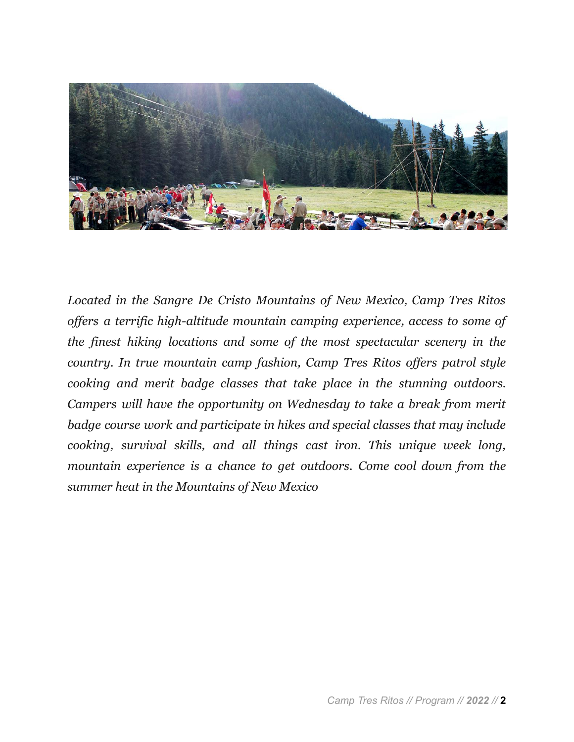*Located in the Sangre De Cristo Mountains of New Mexico, Camp Tres Ritos offers a terrific high-altitude mountain camping experience, access to some of the finest hiking locations and some of the most spectacular scenery in the country. In true mountain camp fashion, Camp Tres Ritos offers patrol style cooking and merit badge classes that take place in the stunning outdoors. Campers will have the opportunity on Wednesday to take a break from merit badge course work and participate in hikes and special classes that may include cooking, survival skills, and all things cast iron. This unique week long, mountain experience is a chance to get outdoors. Come cool down from the summer heat in the Mountains of New Mexico*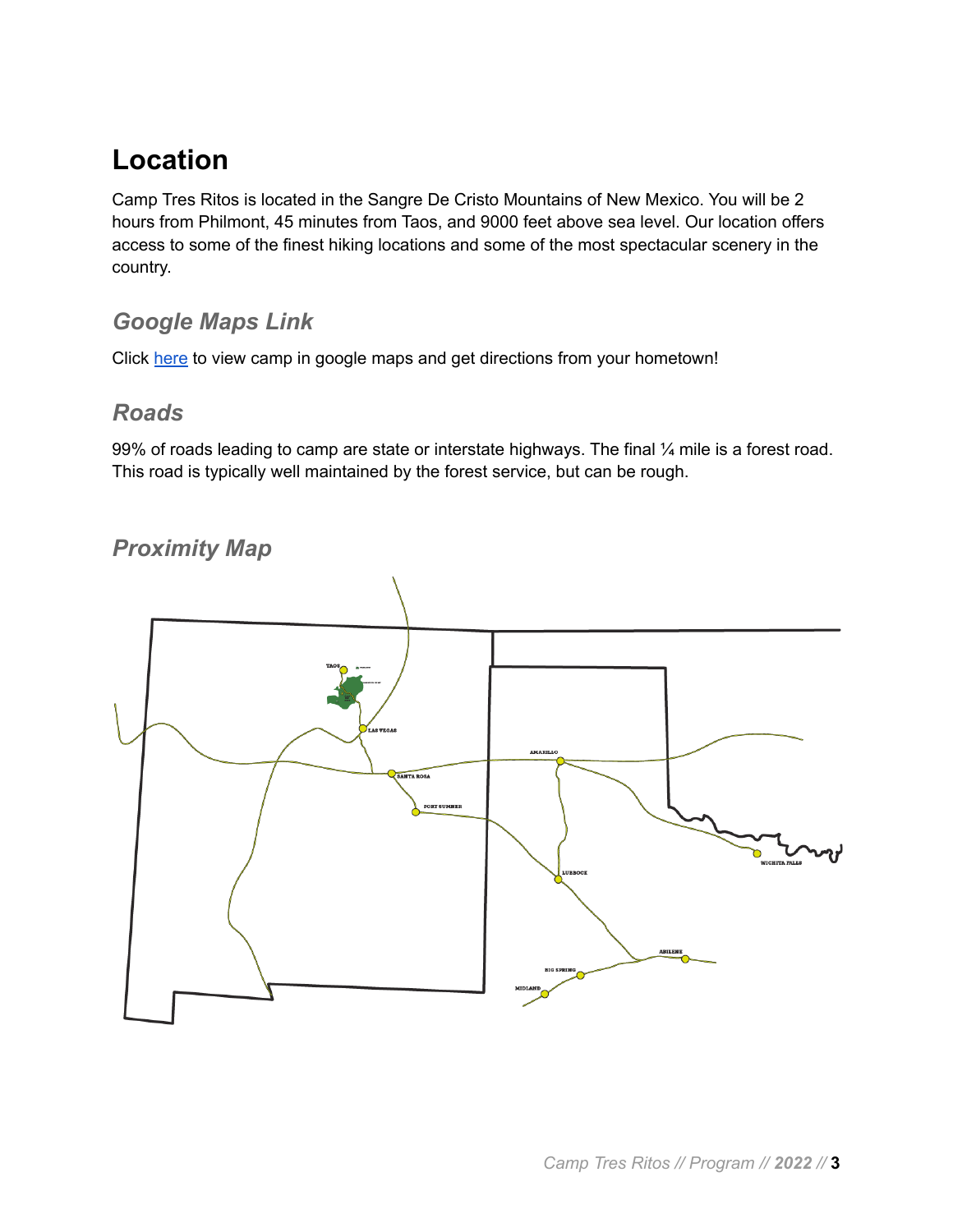# Location

Camp Tres Ritos is located in the Sangre De Cristo Mountains of New Mexico. You will be 2 hours from Philmont, 45 minutes from Taos, and 9000 feet above sea level. Our location offers access to some of the finest hiking locations and some of the most spectacular scenery in the country.

## *Google Maps Link*

Click here to view camp in google maps and get directions from your hometown!

## *Roads*

99% of roads leading to camp are state or interstate highways. The final ¼ mile is a forest road. This road is typically well maintained by the forest service, but can be rough.

## *Proximity Map*

TAOS

LAS VEGAS

SANTA ROSA

FORT SUMNER

AMARILLO

LUBBOCK

WICHITA FALLS

ABILENE

BIG SPRING

MIDLAND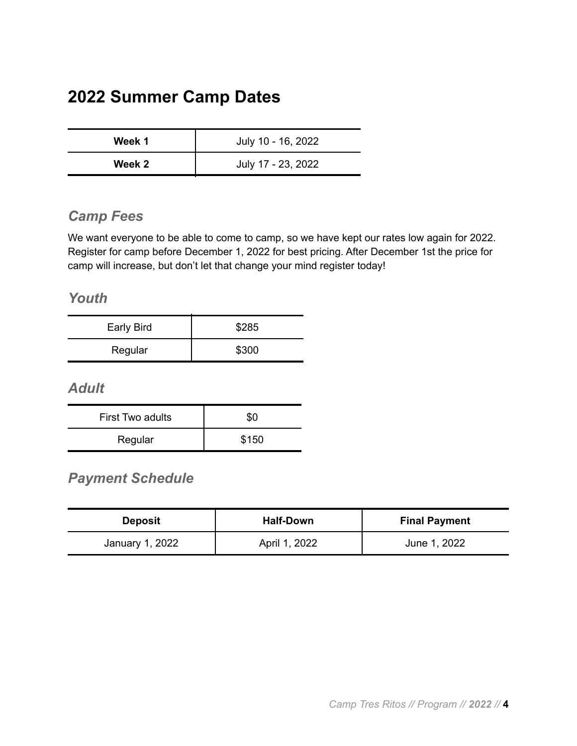# 2022 Summer Camp Dates

| | |
|---|---|
| **Week 1** | July 10 - 16, 2022 |
| **Week 2** | July 17 - 23, 2022 |

## *Camp Fees*

We want everyone to be able to come to camp, so we have kept our rates low again for 2022. Register for camp before December 1, 2022 for best pricing. After December 1st the price for camp will increase, but don't let that change your mind register today!

## *Youth*

| | |
|---|---|
| Early Bird | $285 |
| Regular | $300 |

## *Adult*

| | |
|---|---|
| First Two adults | $0 |
| Regular | $150 |

## *Payment Schedule*

| Deposit | Half-Down | Final Payment |
|---|---|---|
| January 1, 2022 | April 1, 2022 | June 1, 2022 |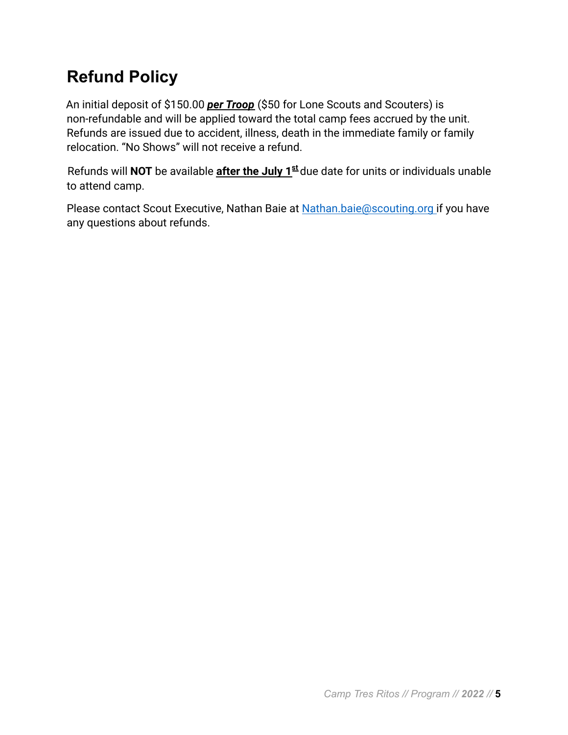## Refund Policy

An initial deposit of $150.00 ***per Troop*** ($50 for Lone Scouts and Scouters) is non-refundable and will be applied toward the total camp fees accrued by the unit. Refunds are issued due to accident, illness, death in the immediate family or family relocation. "No Shows" will not receive a refund.

Refunds will **NOT** be available **after the July 1st** due date for units or individuals unable to attend camp.

Please contact Scout Executive, Nathan Baie at [Nathan.baie@scouting.org](mailto:Nathan.baie@scouting.org) if you have any questions about refunds.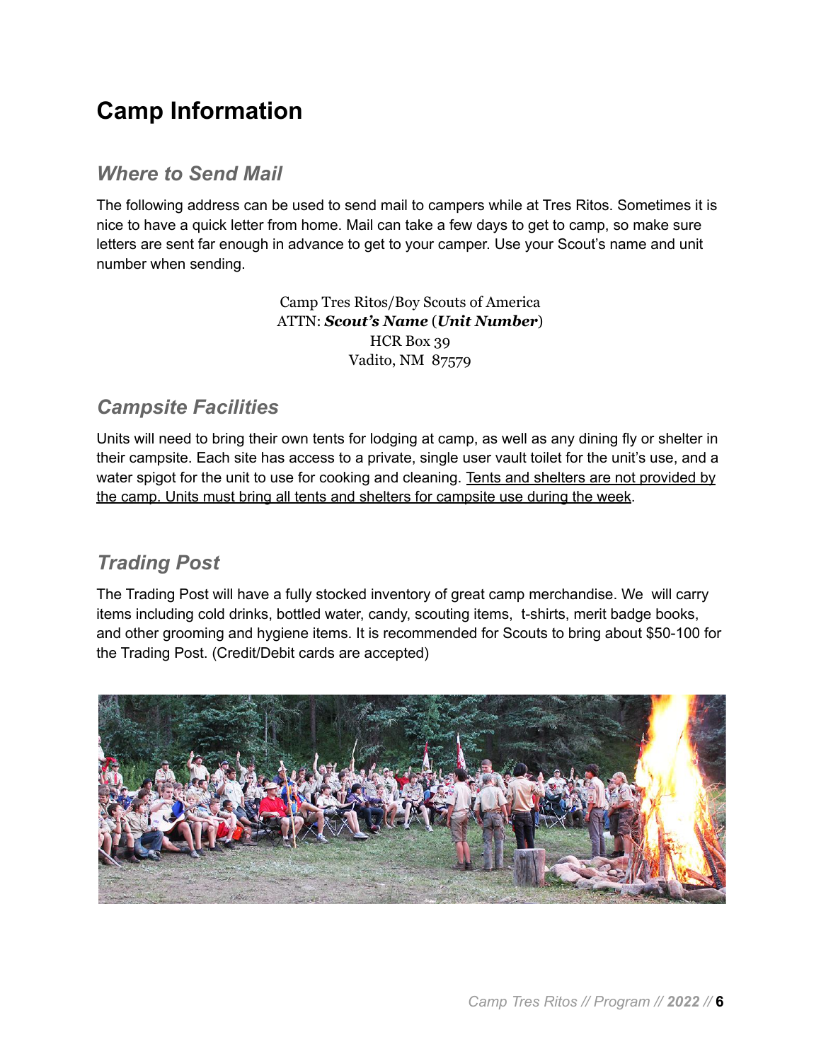# Camp Information

## *Where to Send Mail*

The following address can be used to send mail to campers while at Tres Ritos. Sometimes it is nice to have a quick letter from home. Mail can take a few days to get to camp, so make sure letters are sent far enough in advance to get to your camper. Use your Scout's name and unit number when sending.

Camp Tres Ritos/Boy Scouts of America
ATTN: ***Scout's Name*** (***Unit Number***)
HCR Box 39
Vadito, NM 87579

## *Campsite Facilities*

Units will need to bring their own tents for lodging at camp, as well as any dining fly or shelter in their campsite. Each site has access to a private, single user vault toilet for the unit's use, and a water spigot for the unit to use for cooking and cleaning. <u>Tents and shelters are not provided by the camp. Units must bring all tents and shelters for campsite use during the week</u>.

## *Trading Post*

The Trading Post will have a fully stocked inventory of great camp merchandise. We will carry items including cold drinks, bottled water, candy, scouting items, t-shirts, merit badge books, and other grooming and hygiene items. It is recommended for Scouts to bring about $50-100 for the Trading Post. (Credit/Debit cards are accepted)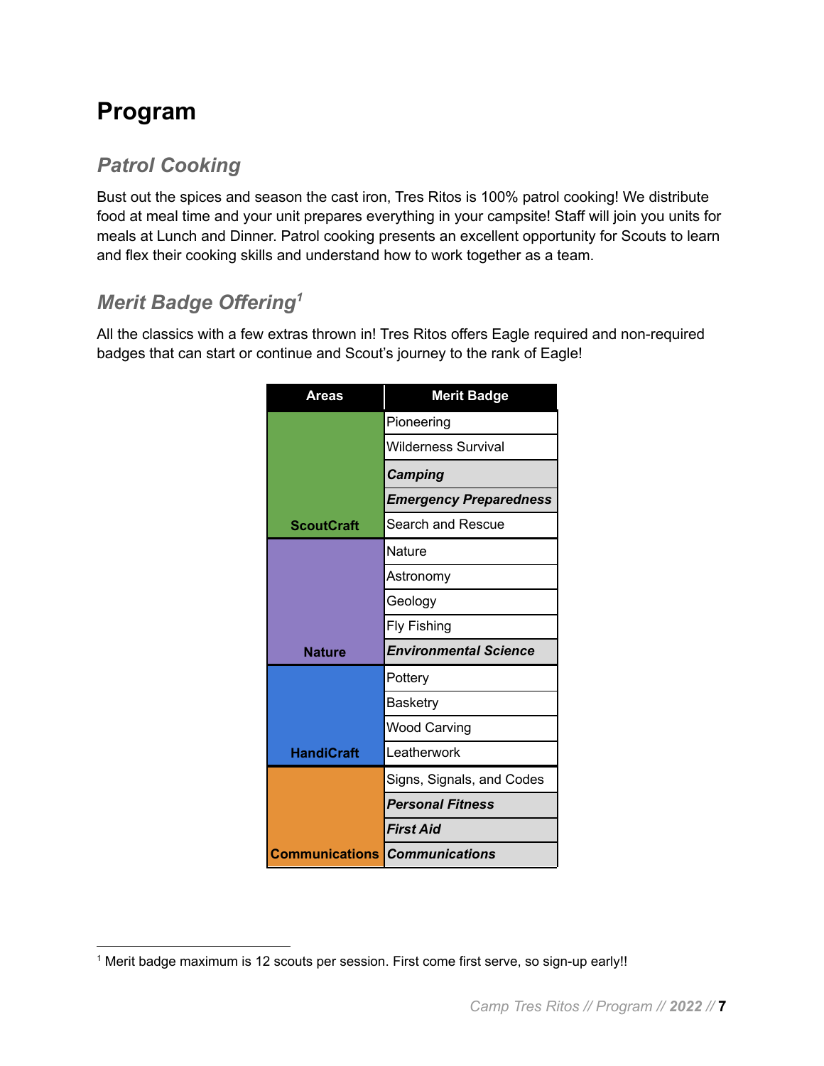# Program

## *Patrol Cooking*

Bust out the spices and season the cast iron, Tres Ritos is 100% patrol cooking! We distribute food at meal time and your unit prepares everything in your campsite! Staff will join you units for meals at Lunch and Dinner. Patrol cooking presents an excellent opportunity for Scouts to learn and flex their cooking skills and understand how to work together as a team.

## *Merit Badge Offering*[1]

All the classics with a few extras thrown in! Tres Ritos offers Eagle required and non-required badges that can start or continue and Scout's journey to the rank of Eagle!

| Areas | Merit Badge |
|---|---|
| ScoutCraft | Pioneering |
| | Wilderness Survival |
| | ***Camping*** |
| | ***Emergency Preparedness*** |
| | Search and Rescue |
| Nature | Nature |
| | Astronomy |
| | Geology |
| | Fly Fishing |
| | ***Environmental Science*** |
| HandiCraft | Pottery |
| | Basketry |
| | Wood Carving |
| | Leatherwork |
| Communications | Signs, Signals, and Codes |
| | ***Personal Fitness*** |
| | ***First Aid*** |
| | ***Communications*** |

[1] Merit badge maximum is 12 scouts per session. First come first serve, so sign-up early!!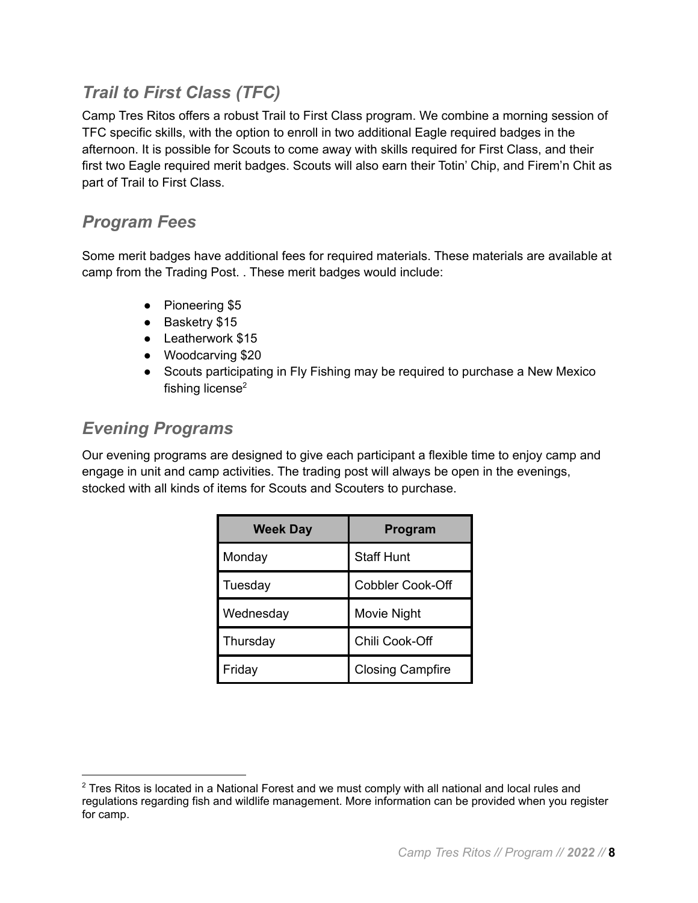## *Trail to First Class (TFC)*

Camp Tres Ritos offers a robust Trail to First Class program. We combine a morning session of TFC specific skills, with the option to enroll in two additional Eagle required badges in the afternoon. It is possible for Scouts to come away with skills required for First Class, and their first two Eagle required merit badges. Scouts will also earn their Totin' Chip, and Firem'n Chit as part of Trail to First Class.

## *Program Fees*

Some merit badges have additional fees for required materials. These materials are available at camp from the Trading Post. . These merit badges would include:

- Pioneering $5
- Basketry $15
- Leatherwork $15
- Woodcarving $20
- Scouts participating in Fly Fishing may be required to purchase a New Mexico fishing license[2]

## *Evening Programs*

Our evening programs are designed to give each participant a flexible time to enjoy camp and engage in unit and camp activities. The trading post will always be open in the evenings, stocked with all kinds of items for Scouts and Scouters to purchase.

| Week Day | Program |
|---|---|
| Monday | Staff Hunt |
| Tuesday | Cobbler Cook-Off |
| Wednesday | Movie Night |
| Thursday | Chili Cook-Off |
| Friday | Closing Campfire |

[2] Tres Ritos is located in a National Forest and we must comply with all national and local rules and regulations regarding fish and wildlife management. More information can be provided when you register for camp.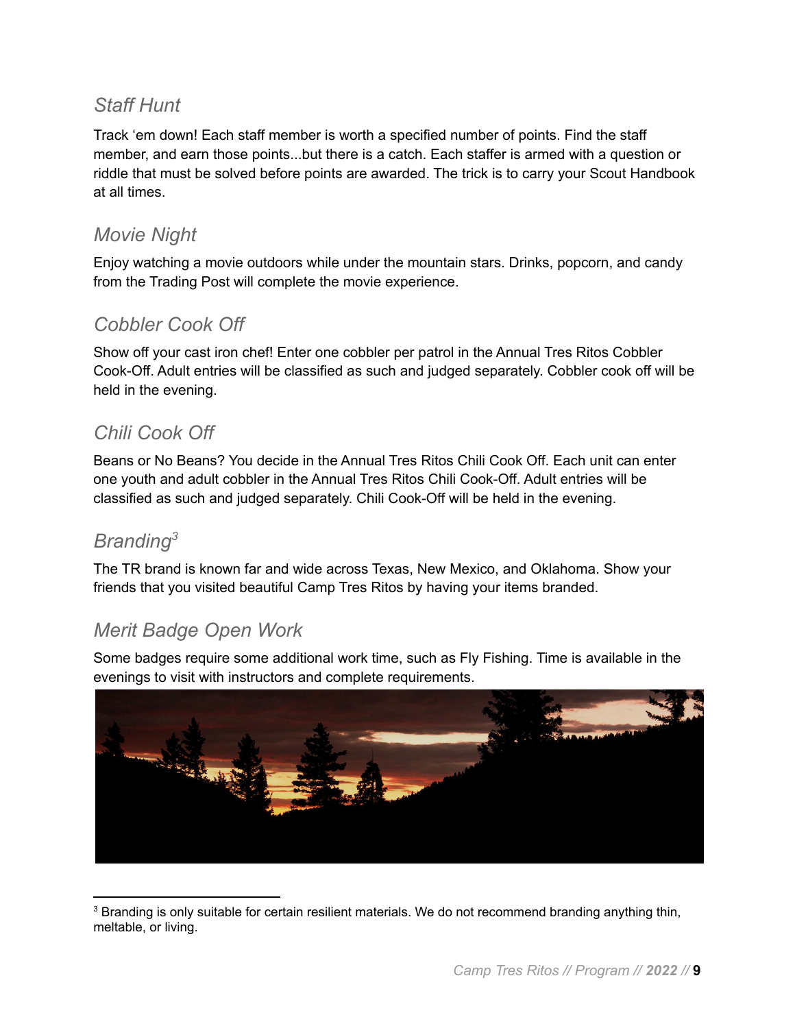## *Staff Hunt*

Track 'em down! Each staff member is worth a specified number of points. Find the staff member, and earn those points...but there is a catch. Each staffer is armed with a question or riddle that must be solved before points are awarded. The trick is to carry your Scout Handbook at all times.

## *Movie Night*

Enjoy watching a movie outdoors while under the mountain stars. Drinks, popcorn, and candy from the Trading Post will complete the movie experience.

## *Cobbler Cook Off*

Show off your cast iron chef! Enter one cobbler per patrol in the Annual Tres Ritos Cobbler Cook-Off. Adult entries will be classified as such and judged separately. Cobbler cook off will be held in the evening.

## *Chili Cook Off*

Beans or No Beans? You decide in the Annual Tres Ritos Chili Cook Off. Each unit can enter one youth and adult cobbler in the Annual Tres Ritos Chili Cook-Off. Adult entries will be classified as such and judged separately. Chili Cook-Off will be held in the evening.

## *Branding*[3]

The TR brand is known far and wide across Texas, New Mexico, and Oklahoma. Show your friends that you visited beautiful Camp Tres Ritos by having your items branded.

## *Merit Badge Open Work*

Some badges require some additional work time, such as Fly Fishing. Time is available in the evenings to visit with instructors and complete requirements.

---

[3] Branding is only suitable for certain resilient materials. We do not recommend branding anything thin, meltable, or living.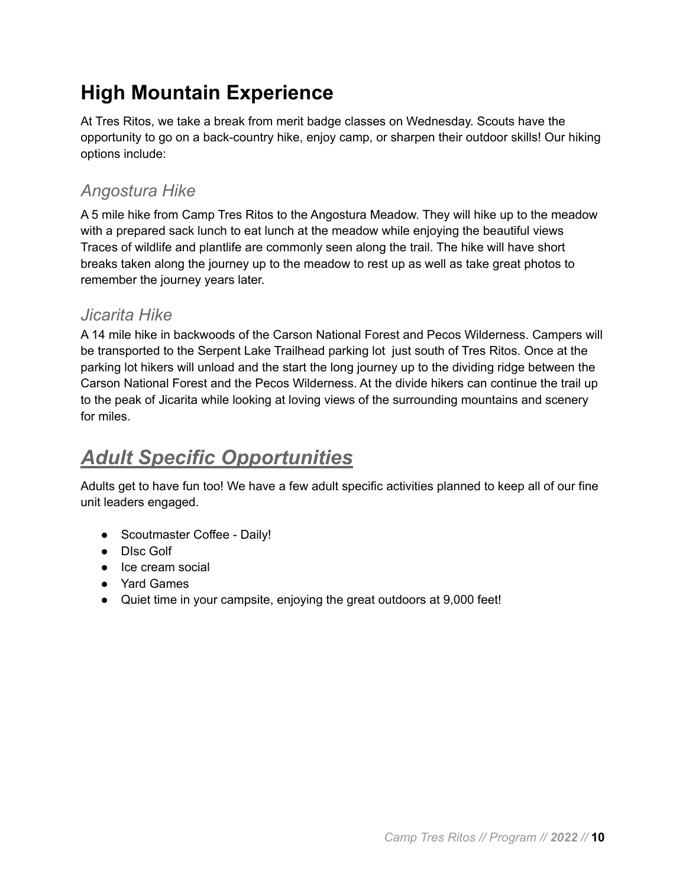## High Mountain Experience

At Tres Ritos, we take a break from merit badge classes on Wednesday. Scouts have the opportunity to go on a back-country hike, enjoy camp, or sharpen their outdoor skills! Our hiking options include:

### *Angostura Hike*

A 5 mile hike from Camp Tres Ritos to the Angostura Meadow. They will hike up to the meadow with a prepared sack lunch to eat lunch at the meadow while enjoying the beautiful views Traces of wildlife and plantlife are commonly seen along the trail. The hike will have short breaks taken along the journey up to the meadow to rest up as well as take great photos to remember the journey years later.

### *Jicarita Hike*

A 14 mile hike in backwoods of the Carson National Forest and Pecos Wilderness. Campers will be transported to the Serpent Lake Trailhead parking lot  just south of Tres Ritos. Once at the parking lot hikers will unload and the start the long journey up to the dividing ridge between the Carson National Forest and the Pecos Wilderness. At the divide hikers can continue the trail up to the peak of Jicarita while looking at loving views of the surrounding mountains and scenery for miles.

## ***Adult Specific Opportunities***

Adults get to have fun too! We have a few adult specific activities planned to keep all of our fine unit leaders engaged.

- Scoutmaster Coffee - Daily!
- DIsc Golf
- Ice cream social
- Yard Games
- Quiet time in your campsite, enjoying the great outdoors at 9,000 feet!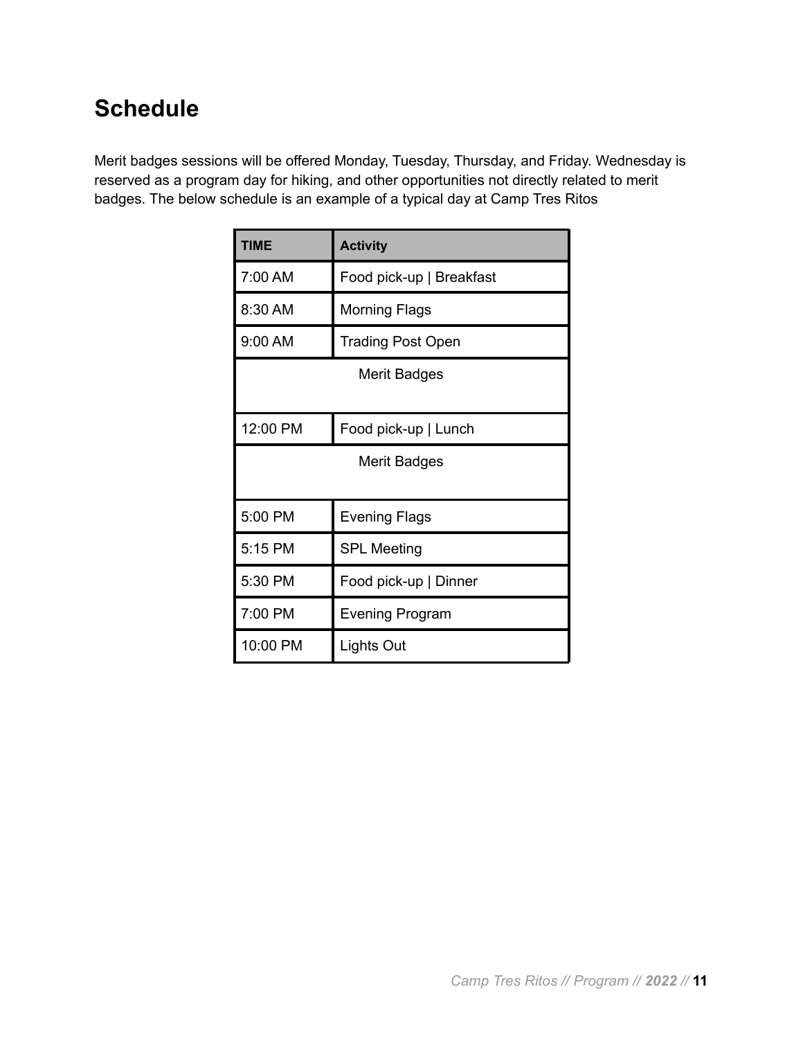# Schedule

Merit badges sessions will be offered Monday, Tuesday, Thursday, and Friday. Wednesday is reserved as a program day for hiking, and other opportunities not directly related to merit badges. The below schedule is an example of a typical day at Camp Tres Ritos

| TIME | Activity |
|---|---|
| 7:00 AM | Food pick-up \| Breakfast |
| 8:30 AM | Morning Flags |
| 9:00 AM | Trading Post Open |
| Merit Badges | |
| 12:00 PM | Food pick-up \| Lunch |
| Merit Badges | |
| 5:00 PM | Evening Flags |
| 5:15 PM | SPL Meeting |
| 5:30 PM | Food pick-up \| Dinner |
| 7:00 PM | Evening Program |
| 10:00 PM | Lights Out |